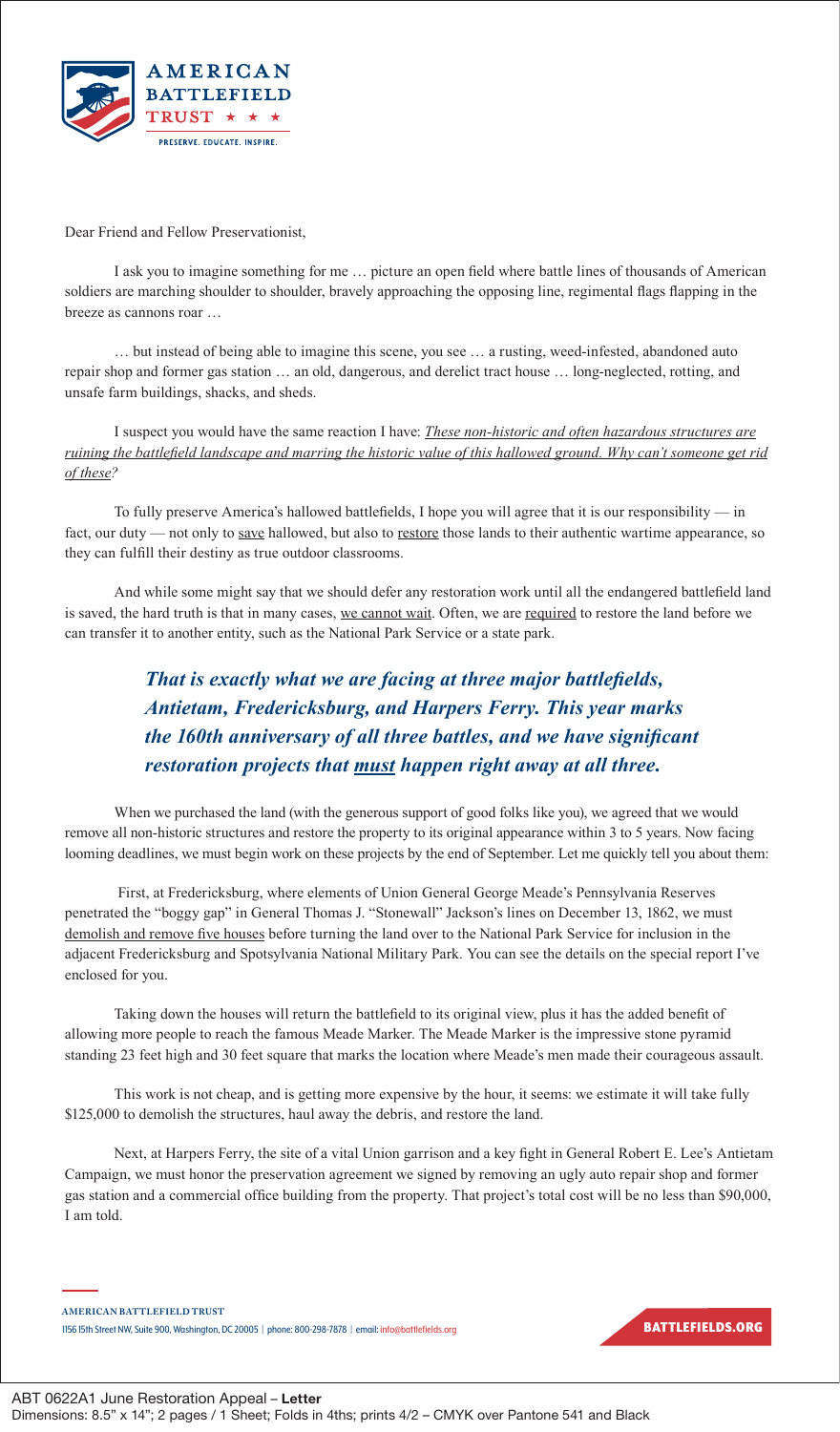AMERICAN BATTLEFIELD TRUST ★ ★ ★

PRESERVE. EDUCATE. INSPIRE.

Dear Friend and Fellow Preservationist,

I ask you to imagine something for me … picture an open field where battle lines of thousands of American soldiers are marching shoulder to shoulder, bravely approaching the opposing line, regimental flags flapping in the breeze as cannons roar …

… but instead of being able to imagine this scene, you see … a rusting, weed-infested, abandoned auto repair shop and former gas station … an old, dangerous, and derelict tract house … long-neglected, rotting, and unsafe farm buildings, shacks, and sheds.

I suspect you would have the same reaction I have: *These non-historic and often hazardous structures are ruining the battlefield landscape and marring the historic value of this hallowed ground. Why can't someone get rid of these?*

To fully preserve America's hallowed battlefields, I hope you will agree that it is our responsibility — in fact, our duty — not only to save hallowed, but also to restore those lands to their authentic wartime appearance, so they can fulfill their destiny as true outdoor classrooms.

And while some might say that we should defer any restoration work until all the endangered battlefield land is saved, the hard truth is that in many cases, we cannot wait. Often, we are required to restore the land before we can transfer it to another entity, such as the National Park Service or a state park.

***That is exactly what we are facing at three major battlefields, Antietam, Fredericksburg, and Harpers Ferry. This year marks the 160th anniversary of all three battles, and we have significant restoration projects that must happen right away at all three.***

When we purchased the land (with the generous support of good folks like you), we agreed that we would remove all non-historic structures and restore the property to its original appearance within 3 to 5 years. Now facing looming deadlines, we must begin work on these projects by the end of September. Let me quickly tell you about them:

First, at Fredericksburg, where elements of Union General George Meade's Pennsylvania Reserves penetrated the "boggy gap" in General Thomas J. "Stonewall" Jackson's lines on December 13, 1862, we must demolish and remove five houses before turning the land over to the National Park Service for inclusion in the adjacent Fredericksburg and Spotsylvania National Military Park. You can see the details on the special report I've enclosed for you.

Taking down the houses will return the battlefield to its original view, plus it has the added benefit of allowing more people to reach the famous Meade Marker. The Meade Marker is the impressive stone pyramid standing 23 feet high and 30 feet square that marks the location where Meade's men made their courageous assault.

This work is not cheap, and is getting more expensive by the hour, it seems: we estimate it will take fully $125,000 to demolish the structures, haul away the debris, and restore the land.

Next, at Harpers Ferry, the site of a vital Union garrison and a key fight in General Robert E. Lee's Antietam Campaign, we must honor the preservation agreement we signed by removing an ugly auto repair shop and former gas station and a commercial office building from the property. That project's total cost will be no less than $90,000, I am told.

**AMERICAN BATTLEFIELD TRUST**
1156 15th Street NW, Suite 900, Washington, DC 20005 | phone: 800-298-7878 | email: info@battlefields.org

BATTLEFIELDS.ORG

ABT 0622A1 June Restoration Appeal – **Letter**
Dimensions: 8.5" x 14"; 2 pages / 1 Sheet; Folds in 4ths; prints 4/2 – CMYK over Pantone 541 and Black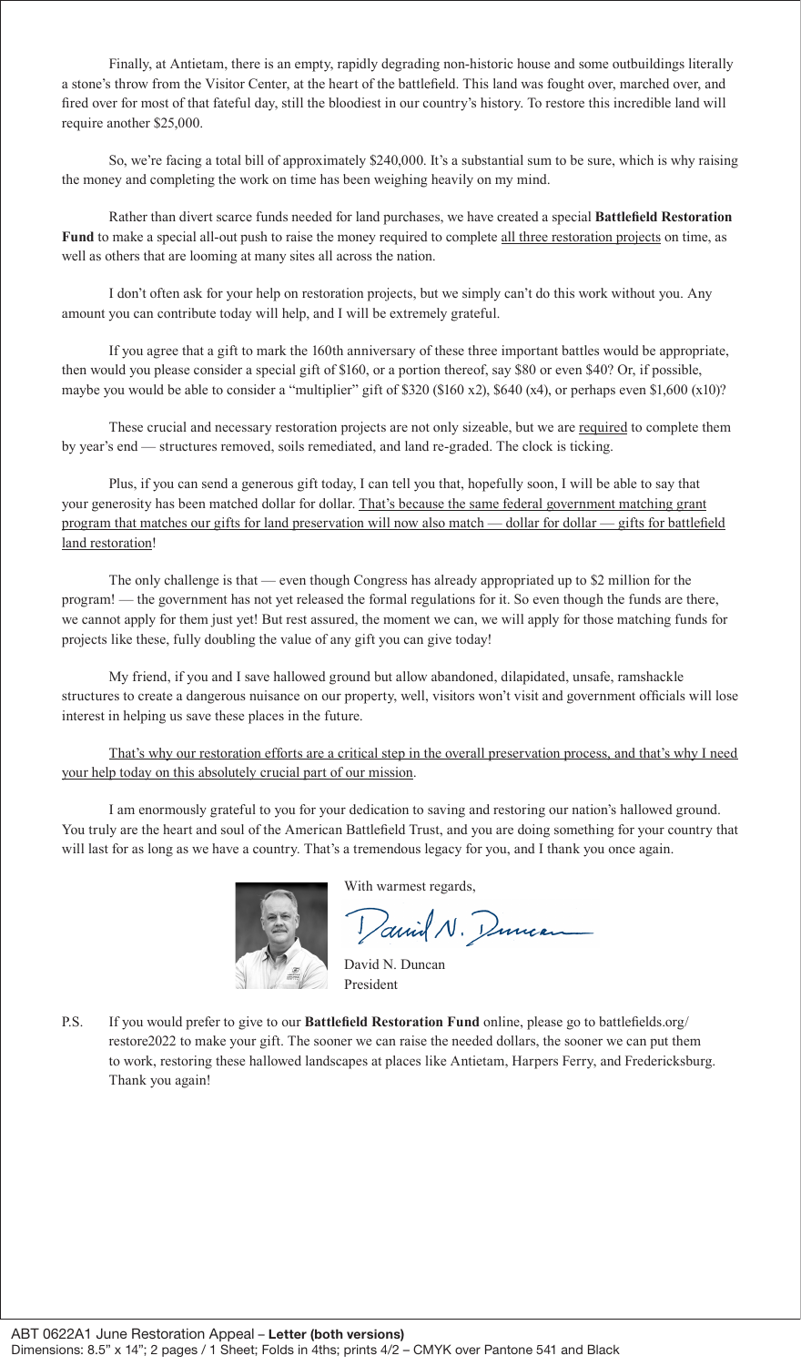Finally, at Antietam, there is an empty, rapidly degrading non-historic house and some outbuildings literally a stone's throw from the Visitor Center, at the heart of the battlefield. This land was fought over, marched over, and fired over for most of that fateful day, still the bloodiest in our country's history. To restore this incredible land will require another $25,000.

So, we're facing a total bill of approximately $240,000. It's a substantial sum to be sure, which is why raising the money and completing the work on time has been weighing heavily on my mind.

Rather than divert scarce funds needed for land purchases, we have created a special **Battlefield Restoration Fund** to make a special all-out push to raise the money required to complete all three restoration projects on time, as well as others that are looming at many sites all across the nation.

I don't often ask for your help on restoration projects, but we simply can't do this work without you. Any amount you can contribute today will help, and I will be extremely grateful.

If you agree that a gift to mark the 160th anniversary of these three important battles would be appropriate, then would you please consider a special gift of $160, or a portion thereof, say $80 or even $40? Or, if possible, maybe you would be able to consider a "multiplier" gift of $320 ($160 x2), $640 (x4), or perhaps even $1,600 (x10)?

These crucial and necessary restoration projects are not only sizeable, but we are required to complete them by year's end — structures removed, soils remediated, and land re-graded. The clock is ticking.

Plus, if you can send a generous gift today, I can tell you that, hopefully soon, I will be able to say that your generosity has been matched dollar for dollar. That's because the same federal government matching grant program that matches our gifts for land preservation will now also match — dollar for dollar — gifts for battlefield land restoration!

The only challenge is that — even though Congress has already appropriated up to $2 million for the program! — the government has not yet released the formal regulations for it. So even though the funds are there, we cannot apply for them just yet! But rest assured, the moment we can, we will apply for those matching funds for projects like these, fully doubling the value of any gift you can give today!

My friend, if you and I save hallowed ground but allow abandoned, dilapidated, unsafe, ramshackle structures to create a dangerous nuisance on our property, well, visitors won't visit and government officials will lose interest in helping us save these places in the future.

That's why our restoration efforts are a critical step in the overall preservation process, and that's why I need your help today on this absolutely crucial part of our mission.

I am enormously grateful to you for your dedication to saving and restoring our nation's hallowed ground. You truly are the heart and soul of the American Battlefield Trust, and you are doing something for your country that will last for as long as we have a country. That's a tremendous legacy for you, and I thank you once again.

With warmest regards,

David N. Duncan

David N. Duncan
President

P.S. If you would prefer to give to our **Battlefield Restoration Fund** online, please go to battlefields.org/restore2022 to make your gift. The sooner we can raise the needed dollars, the sooner we can put them to work, restoring these hallowed landscapes at places like Antietam, Harpers Ferry, and Fredericksburg. Thank you again!

ABT 0622A1 June Restoration Appeal – **Letter (both versions)**
Dimensions: 8.5" x 14"; 2 pages / 1 Sheet; Folds in 4ths; prints 4/2 – CMYK over Pantone 541 and Black